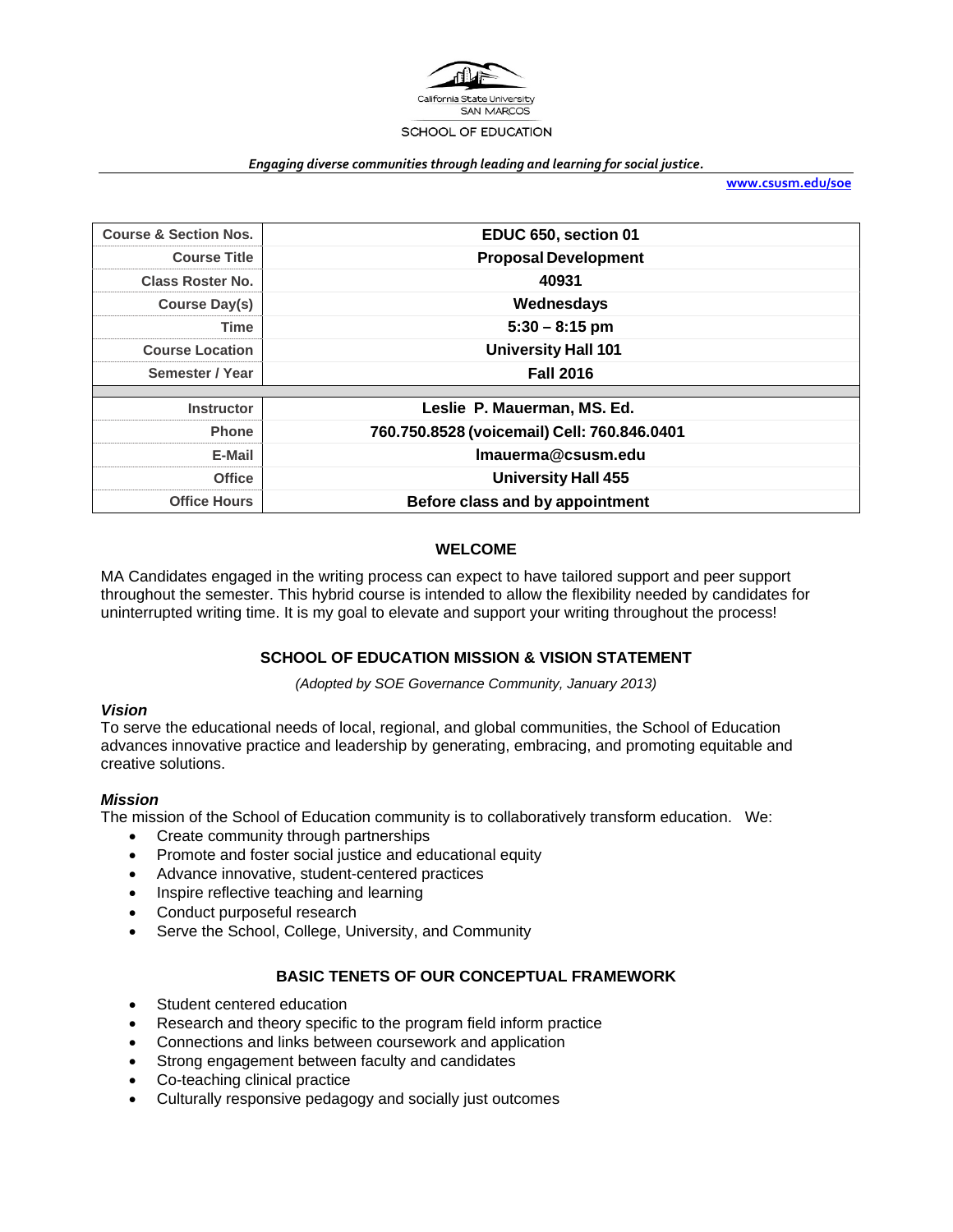California State University
SAN MARCOS
SCHOOL OF EDUCATION

*Engaging diverse communities through leading and learning for social justice.*

**www.csusm.edu/soe**

| Course & Section Nos. | EDUC 650, section 01 |
|---|---|
| Course Title | Proposal Development |
| Class Roster No. | 40931 |
| Course Day(s) | Wednesdays |
| Time | 5:30 – 8:15 pm |
| Course Location | University Hall 101 |
| Semester / Year | Fall 2016 |
| | |
| Instructor | Leslie P. Mauerman, MS. Ed. |
| Phone | 760.750.8528 (voicemail) Cell: 760.846.0401 |
| E-Mail | lmauerma@csusm.edu |
| Office | University Hall 455 |
| Office Hours | Before class and by appointment |

## WELCOME

MA Candidates engaged in the writing process can expect to have tailored support and peer support throughout the semester. This hybrid course is intended to allow the flexibility needed by candidates for uninterrupted writing time. It is my goal to elevate and support your writing throughout the process!

## SCHOOL OF EDUCATION MISSION & VISION STATEMENT

*(Adopted by SOE Governance Community, January 2013)*

### *Vision*

To serve the educational needs of local, regional, and global communities, the School of Education advances innovative practice and leadership by generating, embracing, and promoting equitable and creative solutions.

### *Mission*

The mission of the School of Education community is to collaboratively transform education. We:

- Create community through partnerships
- Promote and foster social justice and educational equity
- Advance innovative, student-centered practices
- Inspire reflective teaching and learning
- Conduct purposeful research
- Serve the School, College, University, and Community

## BASIC TENETS OF OUR CONCEPTUAL FRAMEWORK

- Student centered education
- Research and theory specific to the program field inform practice
- Connections and links between coursework and application
- Strong engagement between faculty and candidates
- Co-teaching clinical practice
- Culturally responsive pedagogy and socially just outcomes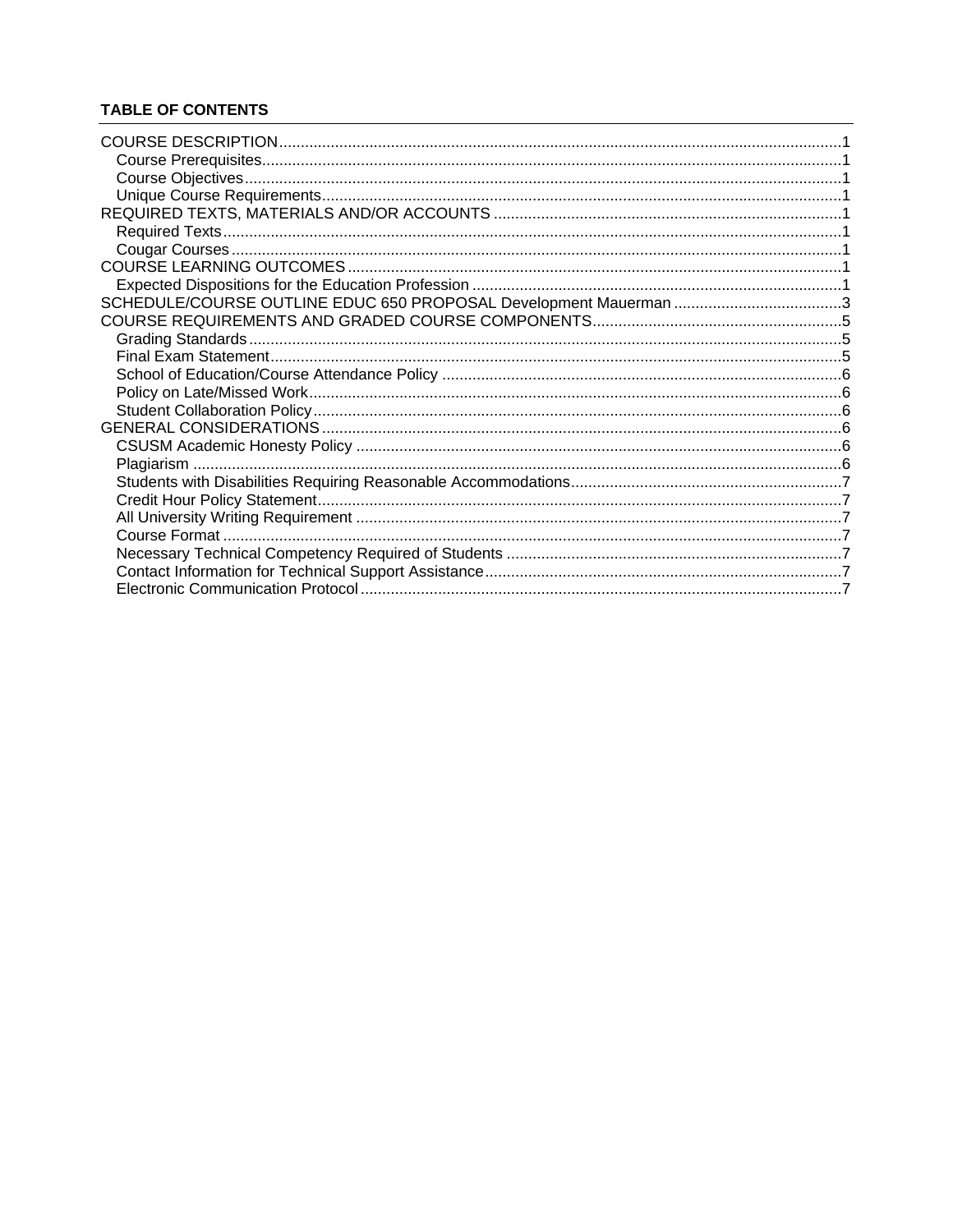## TABLE OF CONTENTS

COURSE DESCRIPTION .......... 1
- Course Prerequisites .......... 1
- Course Objectives .......... 1
- Unique Course Requirements .......... 1

REQUIRED TEXTS, MATERIALS AND/OR ACCOUNTS .......... 1
- Required Texts .......... 1
- Cougar Courses .......... 1

COURSE LEARNING OUTCOMES .......... 1
- Expected Dispositions for the Education Profession .......... 1

SCHEDULE/COURSE OUTLINE EDUC 650 PROPOSAL Development Mauerman .......... 3

COURSE REQUIREMENTS AND GRADED COURSE COMPONENTS .......... 5
- Grading Standards .......... 5
- Final Exam Statement .......... 5
- School of Education/Course Attendance Policy .......... 6
- Policy on Late/Missed Work .......... 6
- Student Collaboration Policy .......... 6

GENERAL CONSIDERATIONS .......... 6
- CSUSM Academic Honesty Policy .......... 6
- Plagiarism .......... 6
- Students with Disabilities Requiring Reasonable Accommodations .......... 7
- Credit Hour Policy Statement .......... 7
- All University Writing Requirement .......... 7
- Course Format .......... 7
- Necessary Technical Competency Required of Students .......... 7
- Contact Information for Technical Support Assistance .......... 7
- Electronic Communication Protocol .......... 7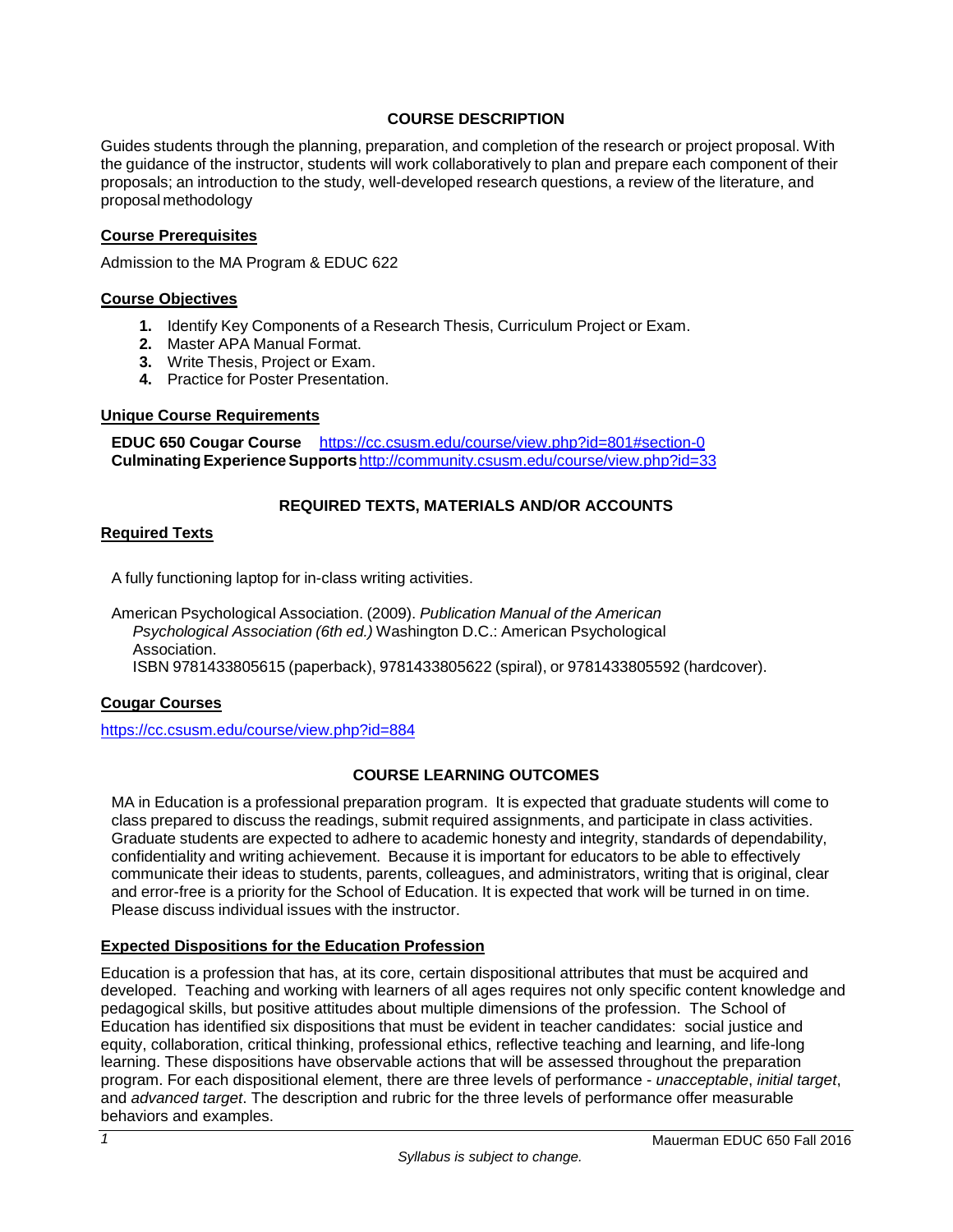## COURSE DESCRIPTION

Guides students through the planning, preparation, and completion of the research or project proposal. With the guidance of the instructor, students will work collaboratively to plan and prepare each component of their proposals; an introduction to the study, well-developed research questions, a review of the literature, and proposal methodology

### Course Prerequisites

Admission to the MA Program & EDUC 622

### Course Objectives

1. Identify Key Components of a Research Thesis, Curriculum Project or Exam.
2. Master APA Manual Format.
3. Write Thesis, Project or Exam.
4. Practice for Poster Presentation.

### Unique Course Requirements

**EDUC 650 Cougar Course** https://cc.csusm.edu/course/view.php?id=801#section-0
**Culminating Experience Supports** http://community.csusm.edu/course/view.php?id=33

## REQUIRED TEXTS, MATERIALS AND/OR ACCOUNTS

### Required Texts

A fully functioning laptop for in-class writing activities.

American Psychological Association. (2009). *Publication Manual of the American Psychological Association (6th ed.)* Washington D.C.: American Psychological Association.
ISBN 9781433805615 (paperback), 9781433805622 (spiral), or 9781433805592 (hardcover).

### Cougar Courses

https://cc.csusm.edu/course/view.php?id=884

## COURSE LEARNING OUTCOMES

MA in Education is a professional preparation program. It is expected that graduate students will come to class prepared to discuss the readings, submit required assignments, and participate in class activities. Graduate students are expected to adhere to academic honesty and integrity, standards of dependability, confidentiality and writing achievement. Because it is important for educators to be able to effectively communicate their ideas to students, parents, colleagues, and administrators, writing that is original, clear and error-free is a priority for the School of Education. It is expected that work will be turned in on time. Please discuss individual issues with the instructor.

### Expected Dispositions for the Education Profession

Education is a profession that has, at its core, certain dispositional attributes that must be acquired and developed. Teaching and working with learners of all ages requires not only specific content knowledge and pedagogical skills, but positive attitudes about multiple dimensions of the profession. The School of Education has identified six dispositions that must be evident in teacher candidates: social justice and equity, collaboration, critical thinking, professional ethics, reflective teaching and learning, and life-long learning. These dispositions have observable actions that will be assessed throughout the preparation program. For each dispositional element, there are three levels of performance - *unacceptable*, *initial target*, and *advanced target*. The description and rubric for the three levels of performance offer measurable behaviors and examples.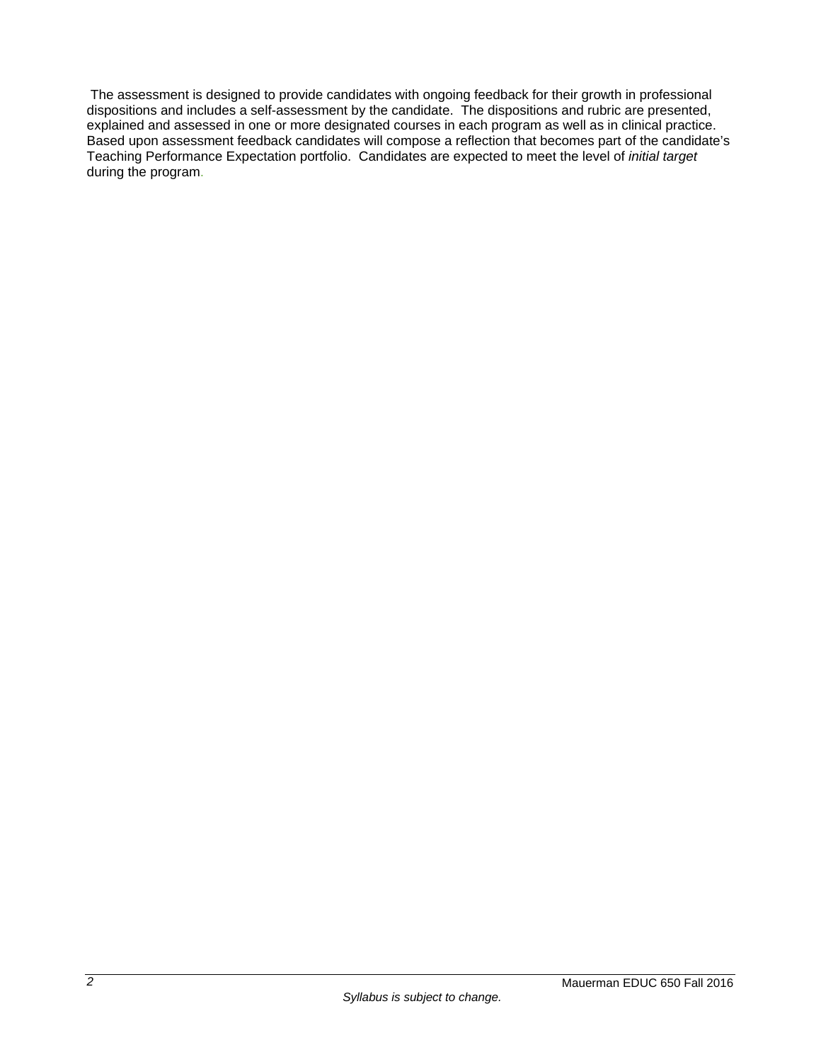The assessment is designed to provide candidates with ongoing feedback for their growth in professional dispositions and includes a self-assessment by the candidate. The dispositions and rubric are presented, explained and assessed in one or more designated courses in each program as well as in clinical practice. Based upon assessment feedback candidates will compose a reflection that becomes part of the candidate's Teaching Performance Expectation portfolio. Candidates are expected to meet the level of *initial target* during the program.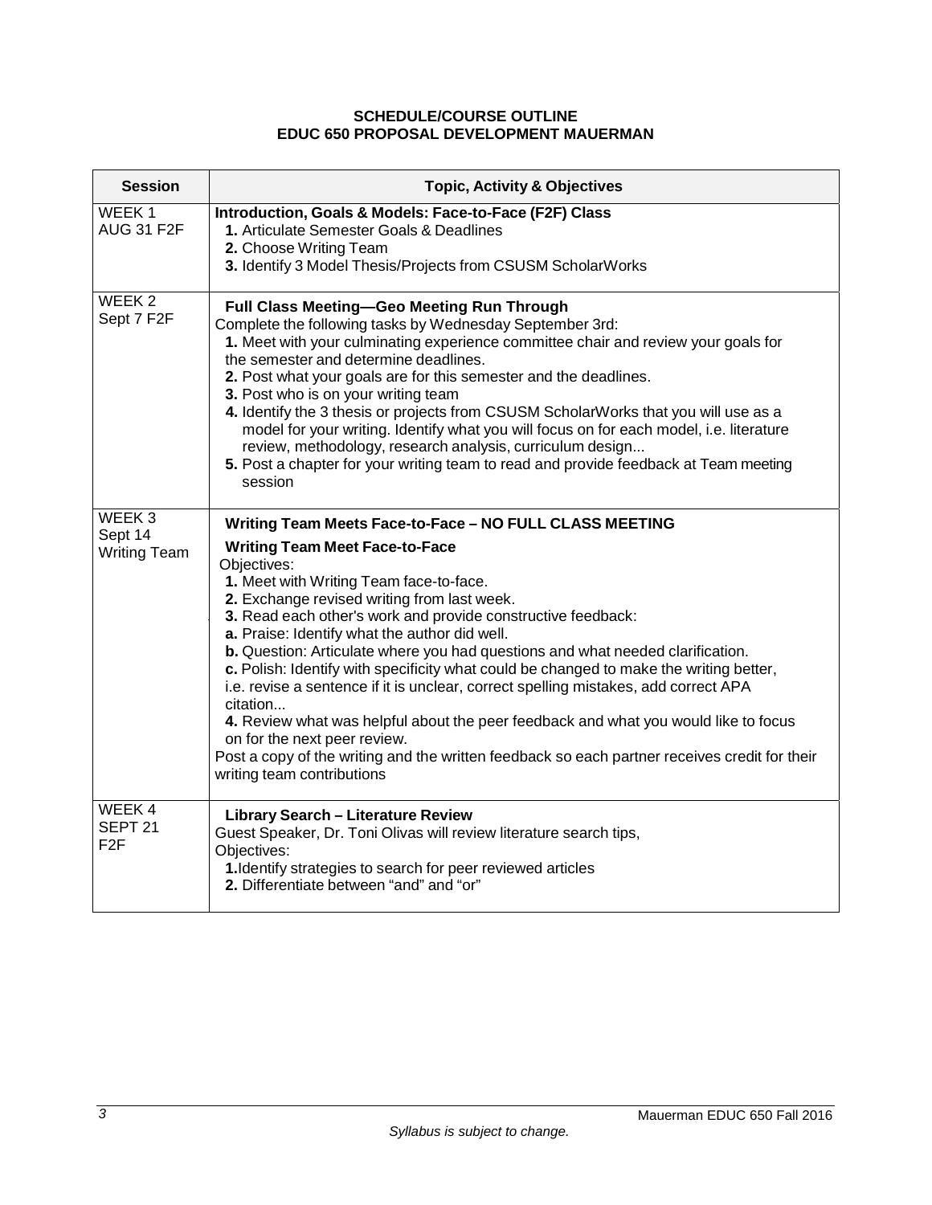**SCHEDULE/COURSE OUTLINE**
**EDUC 650 PROPOSAL DEVELOPMENT MAUERMAN**

| Session | Topic, Activity & Objectives |
|---|---|
| WEEK 1<br>AUG 31 F2F | **Introduction, Goals & Models: Face-to-Face (F2F) Class**<br>**1.** Articulate Semester Goals & Deadlines<br>**2.** Choose Writing Team<br>**3.** Identify 3 Model Thesis/Projects from CSUSM ScholarWorks |
| WEEK 2<br>Sept 7 F2F | **Full Class Meeting—Geo Meeting Run Through**<br>Complete the following tasks by Wednesday September 3rd:<br>**1.** Meet with your culminating experience committee chair and review your goals for the semester and determine deadlines.<br>**2.** Post what your goals are for this semester and the deadlines.<br>**3.** Post who is on your writing team<br>**4.** Identify the 3 thesis or projects from CSUSM ScholarWorks that you will use as a model for your writing. Identify what you will focus on for each model, i.e. literature review, methodology, research analysis, curriculum design...<br>**5.** Post a chapter for your writing team to read and provide feedback at Team meeting session |
| WEEK 3<br>Sept 14<br>Writing Team | **Writing Team Meets Face-to-Face – NO FULL CLASS MEETING**<br>**Writing Team Meet Face-to-Face**<br>Objectives:<br>**1.** Meet with Writing Team face-to-face.<br>**2.** Exchange revised writing from last week.<br>**3.** Read each other's work and provide constructive feedback:<br>**a.** Praise: Identify what the author did well.<br>**b.** Question: Articulate where you had questions and what needed clarification.<br>**c.** Polish: Identify with specificity what could be changed to make the writing better, i.e. revise a sentence if it is unclear, correct spelling mistakes, add correct APA citation...<br>**4.** Review what was helpful about the peer feedback and what you would like to focus on for the next peer review.<br>Post a copy of the writing and the written feedback so each partner receives credit for their writing team contributions |
| WEEK 4<br>SEPT 21<br>F2F | **Library Search – Literature Review**<br>Guest Speaker, Dr. Toni Olivas will review literature search tips,<br>Objectives:<br>**1.** Identify strategies to search for peer reviewed articles<br>**2.** Differentiate between "and" and "or" |

*Syllabus is subject to change.*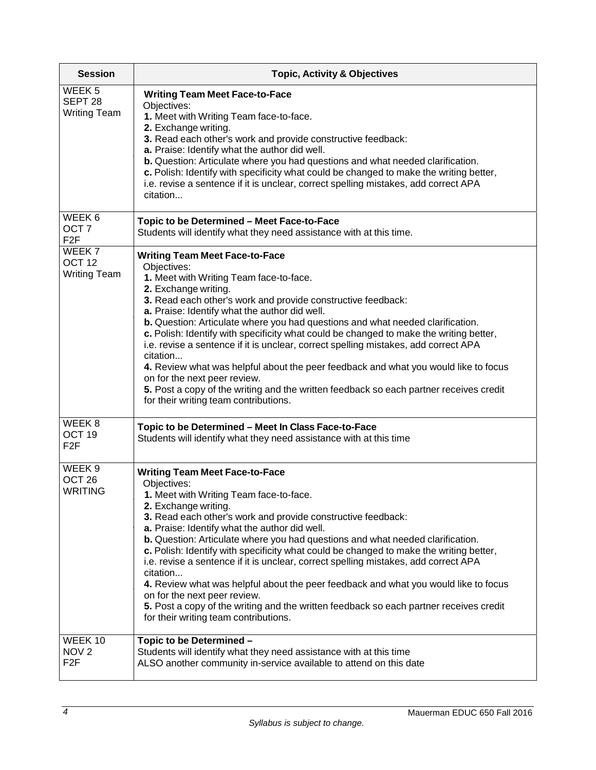| Session | Topic, Activity & Objectives |
|---|---|
| WEEK 5<br>SEPT 28<br>Writing Team | **Writing Team Meet Face-to-Face**<br>Objectives:<br>**1.** Meet with Writing Team face-to-face.<br>**2.** Exchange writing.<br>**3.** Read each other's work and provide constructive feedback:<br>**a.** Praise: Identify what the author did well.<br>**b.** Question: Articulate where you had questions and what needed clarification.<br>**c.** Polish: Identify with specificity what could be changed to make the writing better, i.e. revise a sentence if it is unclear, correct spelling mistakes, add correct APA citation... |
| WEEK 6<br>OCT 7<br>F2F | **Topic to be Determined – Meet Face-to-Face**<br>Students will identify what they need assistance with at this time. |
| WEEK 7<br>OCT 12<br>Writing Team | **Writing Team Meet Face-to-Face**<br>Objectives:<br>**1.** Meet with Writing Team face-to-face.<br>**2.** Exchange writing.<br>**3.** Read each other's work and provide constructive feedback:<br>**a.** Praise: Identify what the author did well.<br>**b.** Question: Articulate where you had questions and what needed clarification.<br>**c.** Polish: Identify with specificity what could be changed to make the writing better, i.e. revise a sentence if it is unclear, correct spelling mistakes, add correct APA citation...<br>**4.** Review what was helpful about the peer feedback and what you would like to focus on for the next peer review.<br>**5.** Post a copy of the writing and the written feedback so each partner receives credit for their writing team contributions. |
| WEEK 8<br>OCT 19<br>F2F | **Topic to be Determined – Meet In Class Face-to-Face**<br>Students will identify what they need assistance with at this time |
| WEEK 9<br>OCT 26<br>WRITING | **Writing Team Meet Face-to-Face**<br>Objectives:<br>**1.** Meet with Writing Team face-to-face.<br>**2.** Exchange writing.<br>**3.** Read each other's work and provide constructive feedback:<br>**a.** Praise: Identify what the author did well.<br>**b.** Question: Articulate where you had questions and what needed clarification.<br>**c.** Polish: Identify with specificity what could be changed to make the writing better, i.e. revise a sentence if it is unclear, correct spelling mistakes, add correct APA citation...<br>**4.** Review what was helpful about the peer feedback and what you would like to focus on for the next peer review.<br>**5.** Post a copy of the writing and the written feedback so each partner receives credit for their writing team contributions. |
| WEEK 10<br>NOV 2<br>F2F | **Topic to be Determined –**<br>Students will identify what they need assistance with at this time<br>ALSO another community in-service available to attend on this date |

*Syllabus is subject to change.*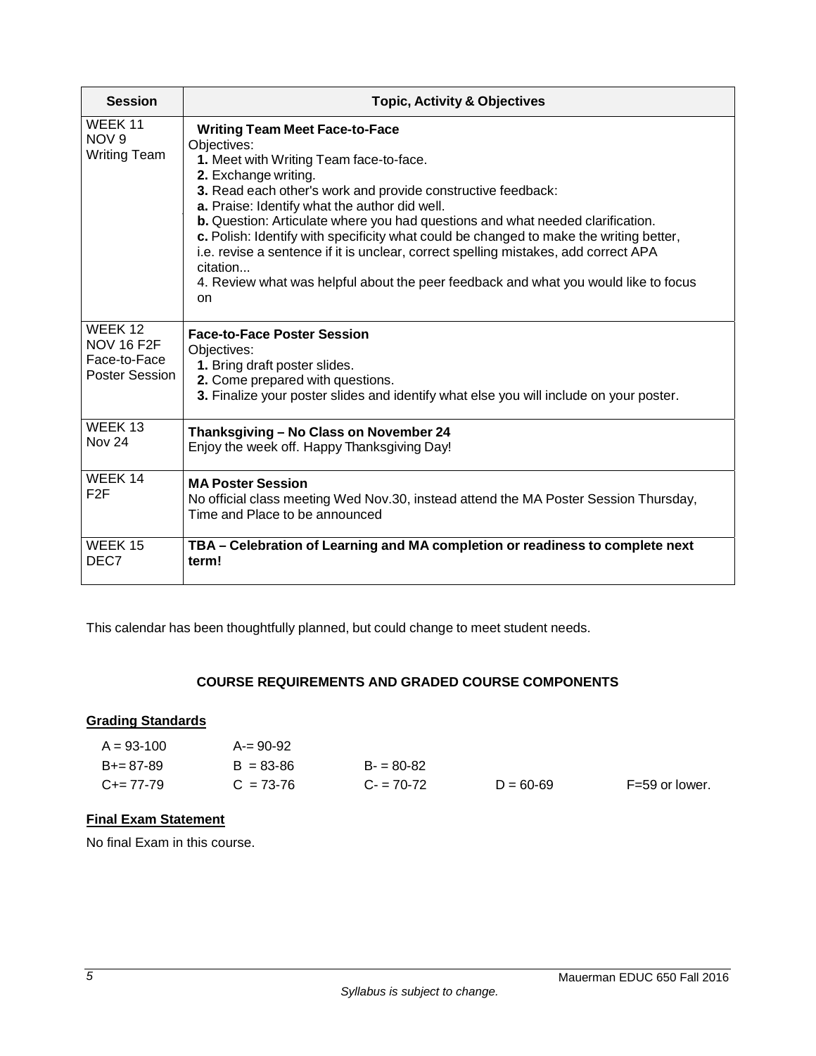| Session | Topic, Activity & Objectives |
|---|---|
| WEEK 11<br>NOV 9<br>Writing Team | **Writing Team Meet Face-to-Face**<br>Objectives:<br>**1.** Meet with Writing Team face-to-face.<br>**2.** Exchange writing.<br>**3.** Read each other's work and provide constructive feedback:<br>**a.** Praise: Identify what the author did well.<br>**b.** Question: Articulate where you had questions and what needed clarification.<br>**c.** Polish: Identify with specificity what could be changed to make the writing better, i.e. revise a sentence if it is unclear, correct spelling mistakes, add correct APA citation...<br>4. Review what was helpful about the peer feedback and what you would like to focus on |
| WEEK 12<br>NOV 16 F2F<br>Face-to-Face<br>Poster Session | **Face-to-Face Poster Session**<br>Objectives:<br>**1.** Bring draft poster slides.<br>**2.** Come prepared with questions.<br>**3.** Finalize your poster slides and identify what else you will include on your poster. |
| WEEK 13<br>Nov 24 | **Thanksgiving – No Class on November 24**<br>Enjoy the week off. Happy Thanksgiving Day! |
| WEEK 14<br>F2F | **MA Poster Session**<br>No official class meeting Wed Nov.30, instead attend the MA Poster Session Thursday, Time and Place to be announced |
| WEEK 15<br>DEC7 | **TBA – Celebration of Learning and MA completion or readiness to complete next term!** |

This calendar has been thoughtfully planned, but could change to meet student needs.

## COURSE REQUIREMENTS AND GRADED COURSE COMPONENTS

### Grading Standards

| | | | | |
|---|---|---|---|---|
| A = 93-100 | A-= 90-92 | | | |
| B+= 87-89 | B = 83-86 | B- = 80-82 | | |
| C+= 77-79 | C = 73-76 | C- = 70-72 | D = 60-69 | F=59 or lower. |

### Final Exam Statement

No final Exam in this course.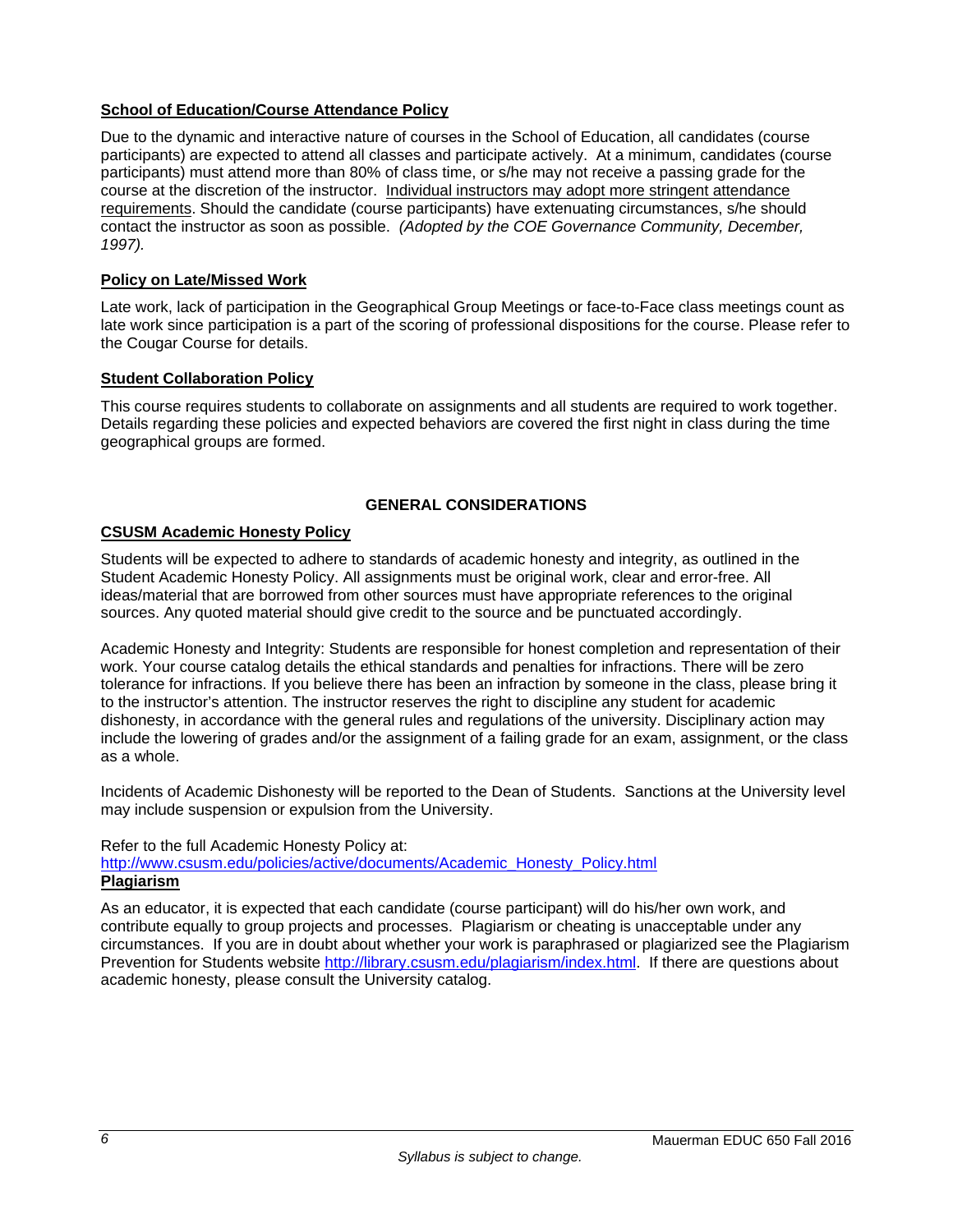**School of Education/Course Attendance Policy**

Due to the dynamic and interactive nature of courses in the School of Education, all candidates (course participants) are expected to attend all classes and participate actively. At a minimum, candidates (course participants) must attend more than 80% of class time, or s/he may not receive a passing grade for the course at the discretion of the instructor. Individual instructors may adopt more stringent attendance requirements. Should the candidate (course participants) have extenuating circumstances, s/he should contact the instructor as soon as possible. *(Adopted by the COE Governance Community, December, 1997).*

**Policy on Late/Missed Work**

Late work, lack of participation in the Geographical Group Meetings or face-to-Face class meetings count as late work since participation is a part of the scoring of professional dispositions for the course. Please refer to the Cougar Course for details.

**Student Collaboration Policy**

This course requires students to collaborate on assignments and all students are required to work together. Details regarding these policies and expected behaviors are covered the first night in class during the time geographical groups are formed.

## GENERAL CONSIDERATIONS

**CSUSM Academic Honesty Policy**

Students will be expected to adhere to standards of academic honesty and integrity, as outlined in the Student Academic Honesty Policy. All assignments must be original work, clear and error-free. All ideas/material that are borrowed from other sources must have appropriate references to the original sources. Any quoted material should give credit to the source and be punctuated accordingly.

Academic Honesty and Integrity: Students are responsible for honest completion and representation of their work. Your course catalog details the ethical standards and penalties for infractions. There will be zero tolerance for infractions. If you believe there has been an infraction by someone in the class, please bring it to the instructor's attention. The instructor reserves the right to discipline any student for academic dishonesty, in accordance with the general rules and regulations of the university. Disciplinary action may include the lowering of grades and/or the assignment of a failing grade for an exam, assignment, or the class as a whole.

Incidents of Academic Dishonesty will be reported to the Dean of Students. Sanctions at the University level may include suspension or expulsion from the University.

Refer to the full Academic Honesty Policy at:
http://www.csusm.edu/policies/active/documents/Academic_Honesty_Policy.html

**Plagiarism**

As an educator, it is expected that each candidate (course participant) will do his/her own work, and contribute equally to group projects and processes. Plagiarism or cheating is unacceptable under any circumstances. If you are in doubt about whether your work is paraphrased or plagiarized see the Plagiarism Prevention for Students website http://library.csusm.edu/plagiarism/index.html. If there are questions about academic honesty, please consult the University catalog.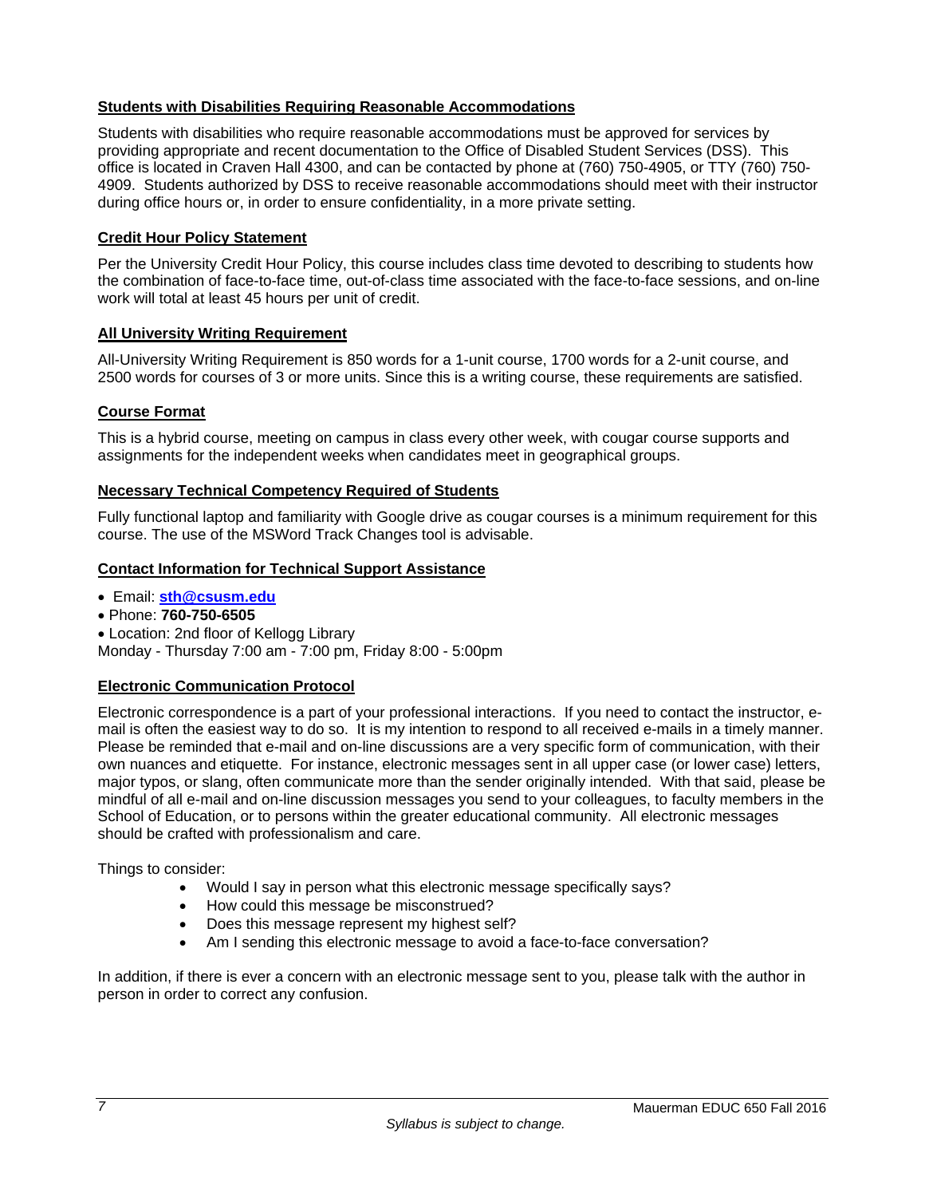## Students with Disabilities Requiring Reasonable Accommodations

Students with disabilities who require reasonable accommodations must be approved for services by providing appropriate and recent documentation to the Office of Disabled Student Services (DSS). This office is located in Craven Hall 4300, and can be contacted by phone at (760) 750-4905, or TTY (760) 750-4909. Students authorized by DSS to receive reasonable accommodations should meet with their instructor during office hours or, in order to ensure confidentiality, in a more private setting.

## Credit Hour Policy Statement

Per the University Credit Hour Policy, this course includes class time devoted to describing to students how the combination of face-to-face time, out-of-class time associated with the face-to-face sessions, and on-line work will total at least 45 hours per unit of credit.

## All University Writing Requirement

All-University Writing Requirement is 850 words for a 1-unit course, 1700 words for a 2-unit course, and 2500 words for courses of 3 or more units. Since this is a writing course, these requirements are satisfied.

## Course Format

This is a hybrid course, meeting on campus in class every other week, with cougar course supports and assignments for the independent weeks when candidates meet in geographical groups.

## Necessary Technical Competency Required of Students

Fully functional laptop and familiarity with Google drive as cougar courses is a minimum requirement for this course. The use of the MSWord Track Changes tool is advisable.

## Contact Information for Technical Support Assistance

- Email: **sth@csusm.edu**
- Phone: **760-750-6505**
- Location: 2nd floor of Kellogg Library

Monday - Thursday 7:00 am - 7:00 pm, Friday 8:00 - 5:00pm

## Electronic Communication Protocol

Electronic correspondence is a part of your professional interactions. If you need to contact the instructor, e-mail is often the easiest way to do so. It is my intention to respond to all received e-mails in a timely manner. Please be reminded that e-mail and on-line discussions are a very specific form of communication, with their own nuances and etiquette. For instance, electronic messages sent in all upper case (or lower case) letters, major typos, or slang, often communicate more than the sender originally intended. With that said, please be mindful of all e-mail and on-line discussion messages you send to your colleagues, to faculty members in the School of Education, or to persons within the greater educational community. All electronic messages should be crafted with professionalism and care.

Things to consider:

- Would I say in person what this electronic message specifically says?
- How could this message be misconstrued?
- Does this message represent my highest self?
- Am I sending this electronic message to avoid a face-to-face conversation?

In addition, if there is ever a concern with an electronic message sent to you, please talk with the author in person in order to correct any confusion.